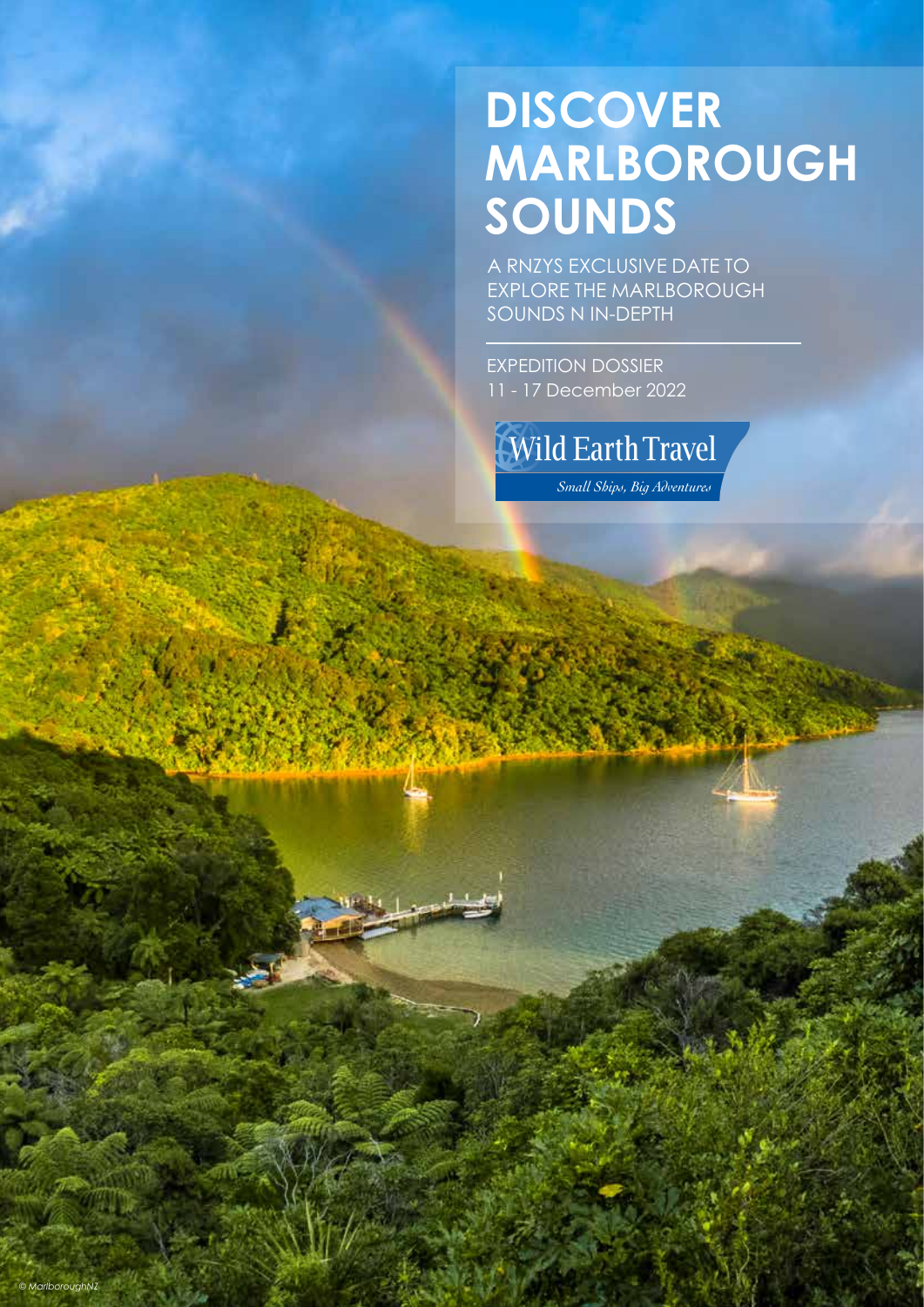# DISCOVER MARLBOROUGH SOUNDS

A RNZYS EXCLUSIVE DATE TO EXPLORE THE MARLBOROUGH SOUNDS N IN-DEPTH

EXPEDITION DOSSIER
11 - 17 December 2022

Wild Earth Travel
*Small Ships, Big Adventures*

*© MarlboroughNZ*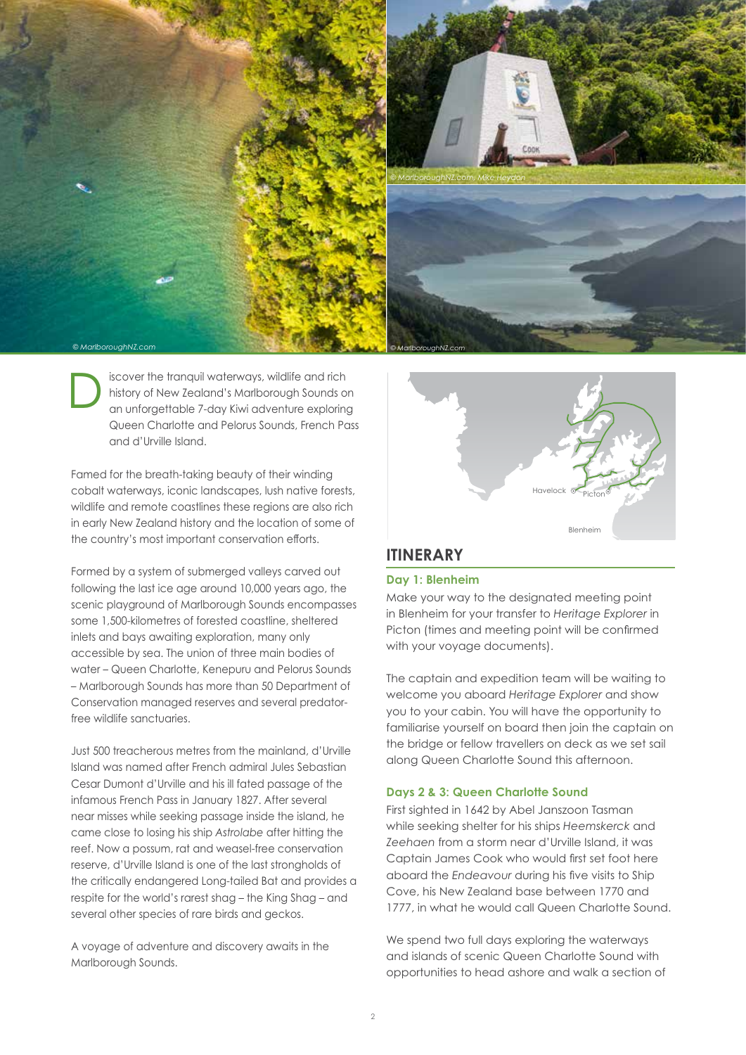Discover the tranquil waterways, wildlife and rich history of New Zealand's Marlborough Sounds on an unforgettable 7-day Kiwi adventure exploring Queen Charlotte and Pelorus Sounds, French Pass and d'Urville Island.

Famed for the breath-taking beauty of their winding cobalt waterways, iconic landscapes, lush native forests, wildlife and remote coastlines these regions are also rich in early New Zealand history and the location of some of the country's most important conservation efforts.

Formed by a system of submerged valleys carved out following the last ice age around 10,000 years ago, the scenic playground of Marlborough Sounds encompasses some 1,500-kilometres of forested coastline, sheltered inlets and bays awaiting exploration, many only accessible by sea. The union of three main bodies of water – Queen Charlotte, Kenepuru and Pelorus Sounds – Marlborough Sounds has more than 50 Department of Conservation managed reserves and several predator-free wildlife sanctuaries.

Just 500 treacherous metres from the mainland, d'Urville Island was named after French admiral Jules Sebastian Cesar Dumont d'Urville and his ill fated passage of the infamous French Pass in January 1827. After several near misses while seeking passage inside the island, he came close to losing his ship *Astrolabe* after hitting the reef. Now a possum, rat and weasel-free conservation reserve, d'Urville Island is one of the last strongholds of the critically endangered Long-tailed Bat and provides a respite for the world's rarest shag – the King Shag – and several other species of rare birds and geckos.

A voyage of adventure and discovery awaits in the Marlborough Sounds.

## ITINERARY

### Day 1: Blenheim

Make your way to the designated meeting point in Blenheim for your transfer to *Heritage Explorer* in Picton (times and meeting point will be confirmed with your voyage documents).

The captain and expedition team will be waiting to welcome you aboard *Heritage Explorer* and show you to your cabin. You will have the opportunity to familiarise yourself on board then join the captain on the bridge or fellow travellers on deck as we set sail along Queen Charlotte Sound this afternoon.

### Days 2 & 3: Queen Charlotte Sound

First sighted in 1642 by Abel Janszoon Tasman while seeking shelter for his ships *Heemskerck* and *Zeehaen* from a storm near d'Urville Island, it was Captain James Cook who would first set foot here aboard the *Endeavour* during his five visits to Ship Cove, his New Zealand base between 1770 and 1777, in what he would call Queen Charlotte Sound.

We spend two full days exploring the waterways and islands of scenic Queen Charlotte Sound with opportunities to head ashore and walk a section of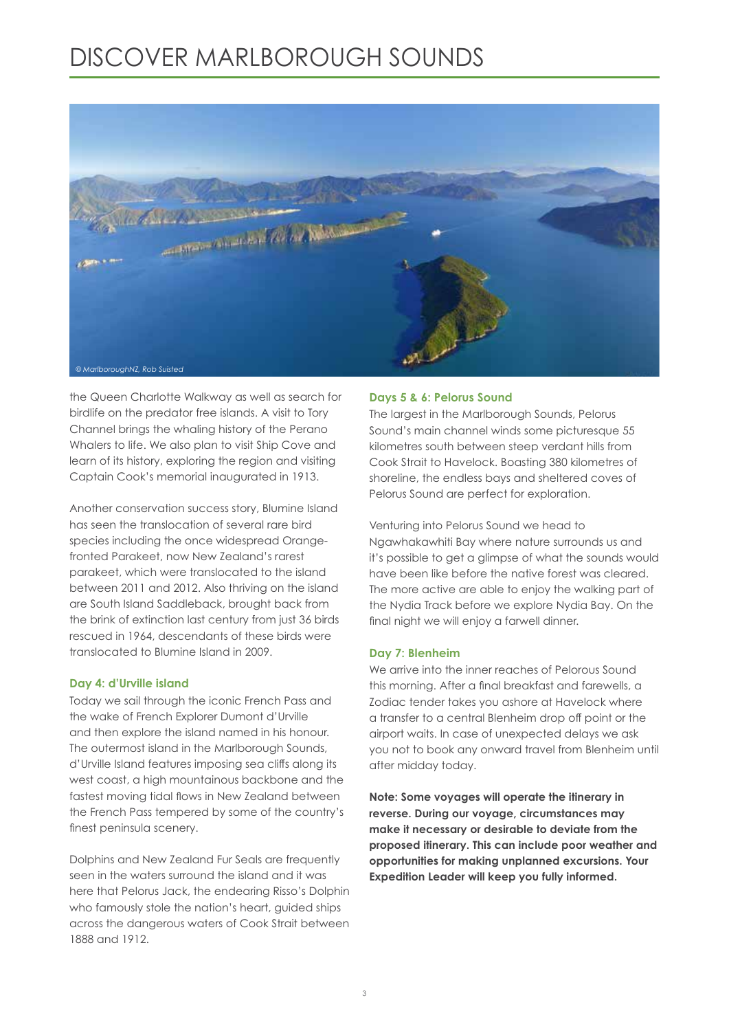# DISCOVER MARLBOROUGH SOUNDS

*© MarlboroughNZ, Rob Suisted*

the Queen Charlotte Walkway as well as search for birdlife on the predator free islands. A visit to Tory Channel brings the whaling history of the Perano Whalers to life. We also plan to visit Ship Cove and learn of its history, exploring the region and visiting Captain Cook's memorial inaugurated in 1913.

Another conservation success story, Blumine Island has seen the translocation of several rare bird species including the once widespread Orange-fronted Parakeet, now New Zealand's rarest parakeet, which were translocated to the island between 2011 and 2012. Also thriving on the island are South Island Saddleback, brought back from the brink of extinction last century from just 36 birds rescued in 1964, descendants of these birds were translocated to Blumine Island in 2009.

### Day 4: d'Urville island

Today we sail through the iconic French Pass and the wake of French Explorer Dumont d'Urville and then explore the island named in his honour. The outermost island in the Marlborough Sounds, d'Urville Island features imposing sea cliffs along its west coast, a high mountainous backbone and the fastest moving tidal flows in New Zealand between the French Pass tempered by some of the country's finest peninsula scenery.

Dolphins and New Zealand Fur Seals are frequently seen in the waters surround the island and it was here that Pelorus Jack, the endearing Risso's Dolphin who famously stole the nation's heart, guided ships across the dangerous waters of Cook Strait between 1888 and 1912.

### Days 5 & 6: Pelorus Sound

The largest in the Marlborough Sounds, Pelorus Sound's main channel winds some picturesque 55 kilometres south between steep verdant hills from Cook Strait to Havelock. Boasting 380 kilometres of shoreline, the endless bays and sheltered coves of Pelorus Sound are perfect for exploration.

Venturing into Pelorus Sound we head to Ngawhakawhiti Bay where nature surrounds us and it's possible to get a glimpse of what the sounds would have been like before the native forest was cleared. The more active are able to enjoy the walking part of the Nydia Track before we explore Nydia Bay. On the final night we will enjoy a farwell dinner.

### Day 7: Blenheim

We arrive into the inner reaches of Pelorous Sound this morning. After a final breakfast and farewells, a Zodiac tender takes you ashore at Havelock where a transfer to a central Blenheim drop off point or the airport waits. In case of unexpected delays we ask you not to book any onward travel from Blenheim until after midday today.

**Note: Some voyages will operate the itinerary in reverse. During our voyage, circumstances may make it necessary or desirable to deviate from the proposed itinerary. This can include poor weather and opportunities for making unplanned excursions. Your Expedition Leader will keep you fully informed.**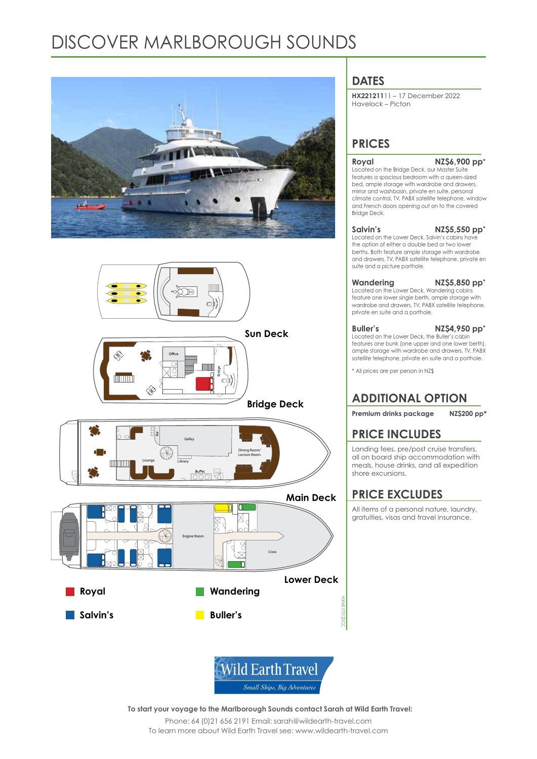# DISCOVER MARLBOROUGH SOUNDS

Sun Deck

Office

Bridge

Bridge Deck

Bar

Galley

Dining Room/ Lecture Room

Lounge

Library

Buffet

Main Deck

Engine Room

Crew

Lower Deck

Royal

Wandering

Salvin's

Buller's

## DATES

**HX22121111** – 17 December 2022
Havelock – Picton

## PRICES

**Royal** **NZ$6,900 pp***
Located on the Bridge Deck, our Master Suite features a spacious bedroom with a queen-sized bed, ample storage with wardrobe and drawers, mirror and washbasin, private en suite, personal climate control, TV, PABX satellite telephone, window and French doors opening out on to the covered Bridge Deck.

**Salvin's** **NZ$5,550 pp***
Located on the Lower Deck, Salvin's cabins have the option of either a double bed or two lower berths. Both feature ample storage with wardrobe and drawers, TV, PABX satellite telephone, private en suite and a picture porthole.

**Wandering** **NZ$5,850 pp***
Located on the Lower Deck, Wandering cabins feature one lower single berth, ample storage with wardrobe and drawers, TV, PABX satellite telephone, private en suite and a porthole.

**Buller's** **NZ$4,950 pp***
Located on the Lower Deck, the Buller's cabin features one bunk (one upper and one lower berth), ample storage with wardrobe and drawers, TV, PABX satellite telephone, private en suite and a porthole.

* All prices are per person in NZ$

## ADDITIONAL OPTION

**Premium drinks package** **NZ$200 pp***

## PRICE INCLUDES

Landing fees, pre/post cruise transfers, all on board ship accommodation with meals, house drinks, and all expedition shore excursions.

## PRICE EXCLUDES

All items of a personal nature, laundry, gratuities, visas and travel insurance.

HXMS170122CC

Wild Earth Travel
*Small Ships, Big Adventures*

**To start your voyage to the Marlborough Sounds contact Sarah at Wild Earth Travel:**

Phone: 64 (0)21 656 2191 Email: sarah@wildearth-travel.com
To learn more about Wild Earth Travel see: www.wildearth-travel.com